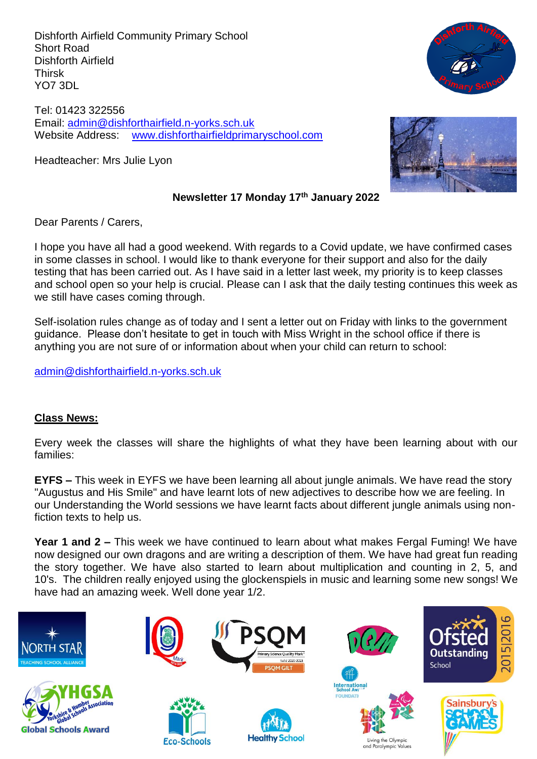Dishforth Airfield Community Primary School
Short Road
Dishforth Airfield
Thirsk
YO7 3DL

Tel: 01423 322556
Email: admin@dishforthairfield.n-yorks.sch.uk
Website Address: www.dishforthairfieldprimaryschool.com

Headteacher: Mrs Julie Lyon

**Newsletter 17 Monday 17th January 2022**

Dear Parents / Carers,

I hope you have all had a good weekend. With regards to a Covid update, we have confirmed cases in some classes in school. I would like to thank everyone for their support and also for the daily testing that has been carried out. As I have said in a letter last week, my priority is to keep classes and school open so your help is crucial. Please can I ask that the daily testing continues this week as we still have cases coming through.

Self-isolation rules change as of today and I sent a letter out on Friday with links to the government guidance. Please don't hesitate to get in touch with Miss Wright in the school office if there is anything you are not sure of or information about when your child can return to school:

admin@dishforthairfield.n-yorks.sch.uk

**Class News:**

Every week the classes will share the highlights of what they have been learning about with our families:

**EYFS –** This week in EYFS we have been learning all about jungle animals. We have read the story "Augustus and His Smile" and have learnt lots of new adjectives to describe how we are feeling. In our Understanding the World sessions we have learnt facts about different jungle animals using non-fiction texts to help us.

**Year 1 and 2 –** This week we have continued to learn about what makes Fergal Fuming! We have now designed our own dragons and are writing a description of them. We have had great fun reading the story together. We have also started to learn about multiplication and counting in 2, 5, and 10's. The children really enjoyed using the glockenspiels in music and learning some new songs! We have had an amazing week. Well done year 1/2.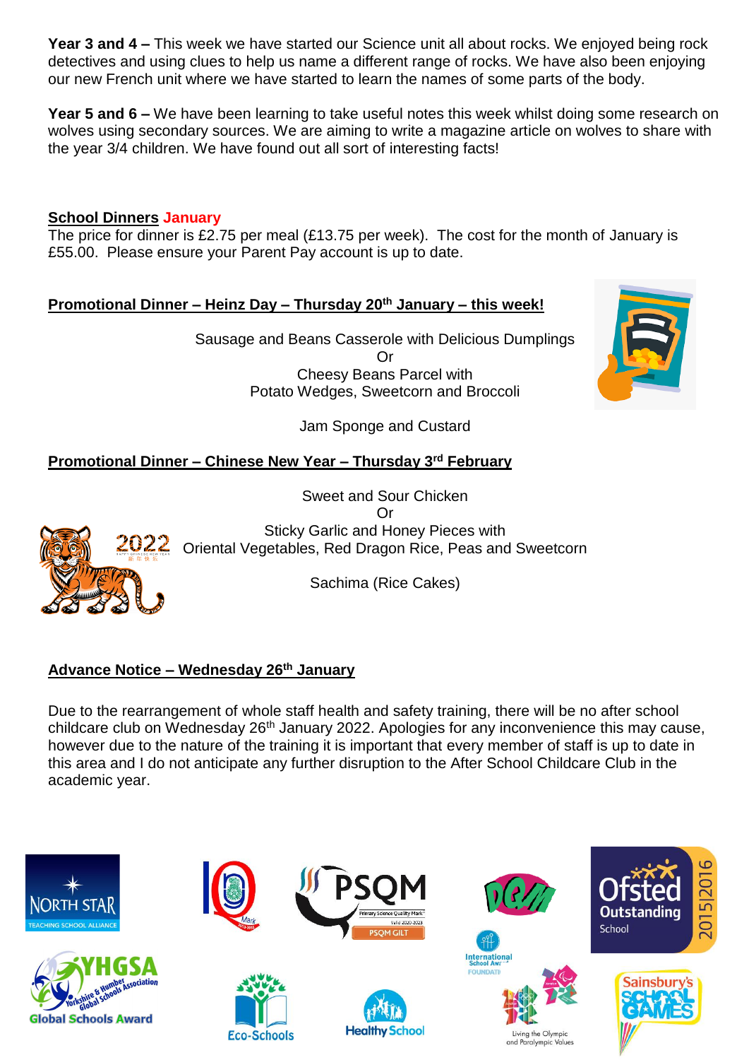**Year 3 and 4 –** This week we have started our Science unit all about rocks. We enjoyed being rock detectives and using clues to help us name a different range of rocks. We have also been enjoying our new French unit where we have started to learn the names of some parts of the body.

**Year 5 and 6 –** We have been learning to take useful notes this week whilst doing some research on wolves using secondary sources. We are aiming to write a magazine article on wolves to share with the year 3/4 children. We have found out all sort of interesting facts!

**School Dinners January**

The price for dinner is £2.75 per meal (£13.75 per week). The cost for the month of January is £55.00. Please ensure your Parent Pay account is up to date.

**Promotional Dinner – Heinz Day – Thursday 20th January – this week!**

Sausage and Beans Casserole with Delicious Dumplings
Or
Cheesy Beans Parcel with
Potato Wedges, Sweetcorn and Broccoli

Jam Sponge and Custard

**Promotional Dinner – Chinese New Year – Thursday 3rd February**

Sweet and Sour Chicken
Or
Sticky Garlic and Honey Pieces with
Oriental Vegetables, Red Dragon Rice, Peas and Sweetcorn

Sachima (Rice Cakes)

**Advance Notice – Wednesday 26th January**

Due to the rearrangement of whole staff health and safety training, there will be no after school childcare club on Wednesday 26th January 2022. Apologies for any inconvenience this may cause, however due to the nature of the training it is important that every member of staff is up to date in this area and I do not anticipate any further disruption to the After School Childcare Club in the academic year.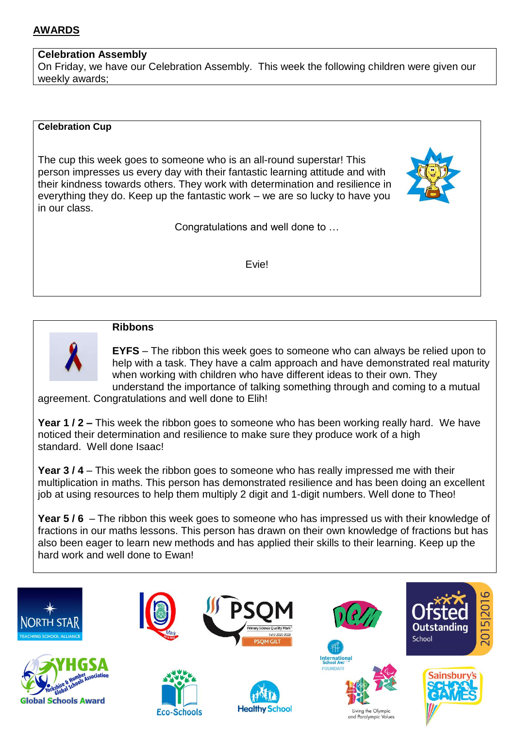## AWARDS

**Celebration Assembly**

On Friday, we have our Celebration Assembly. This week the following children were given our weekly awards;

**Celebration Cup**

The cup this week goes to someone who is an all-round superstar! This person impresses us every day with their fantastic learning attitude and with their kindness towards others. They work with determination and resilience in everything they do. Keep up the fantastic work – we are so lucky to have you in our class.

Congratulations and well done to …

Evie!

**Ribbons**

**EYFS** – The ribbon this week goes to someone who can always be relied upon to help with a task. They have a calm approach and have demonstrated real maturity when working with children who have different ideas to their own. They understand the importance of talking something through and coming to a mutual agreement. Congratulations and well done to Elih!

**Year 1 / 2 –** This week the ribbon goes to someone who has been working really hard. We have noticed their determination and resilience to make sure they produce work of a high standard. Well done Isaac!

**Year 3 / 4** – This week the ribbon goes to someone who has really impressed me with their multiplication in maths. This person has demonstrated resilience and has been doing an excellent job at using resources to help them multiply 2 digit and 1-digit numbers. Well done to Theo!

**Year 5 / 6** – The ribbon this week goes to someone who has impressed us with their knowledge of fractions in our maths lessons. This person has drawn on their own knowledge of fractions but has also been eager to learn new methods and has applied their skills to their learning. Keep up the hard work and well done to Ewan!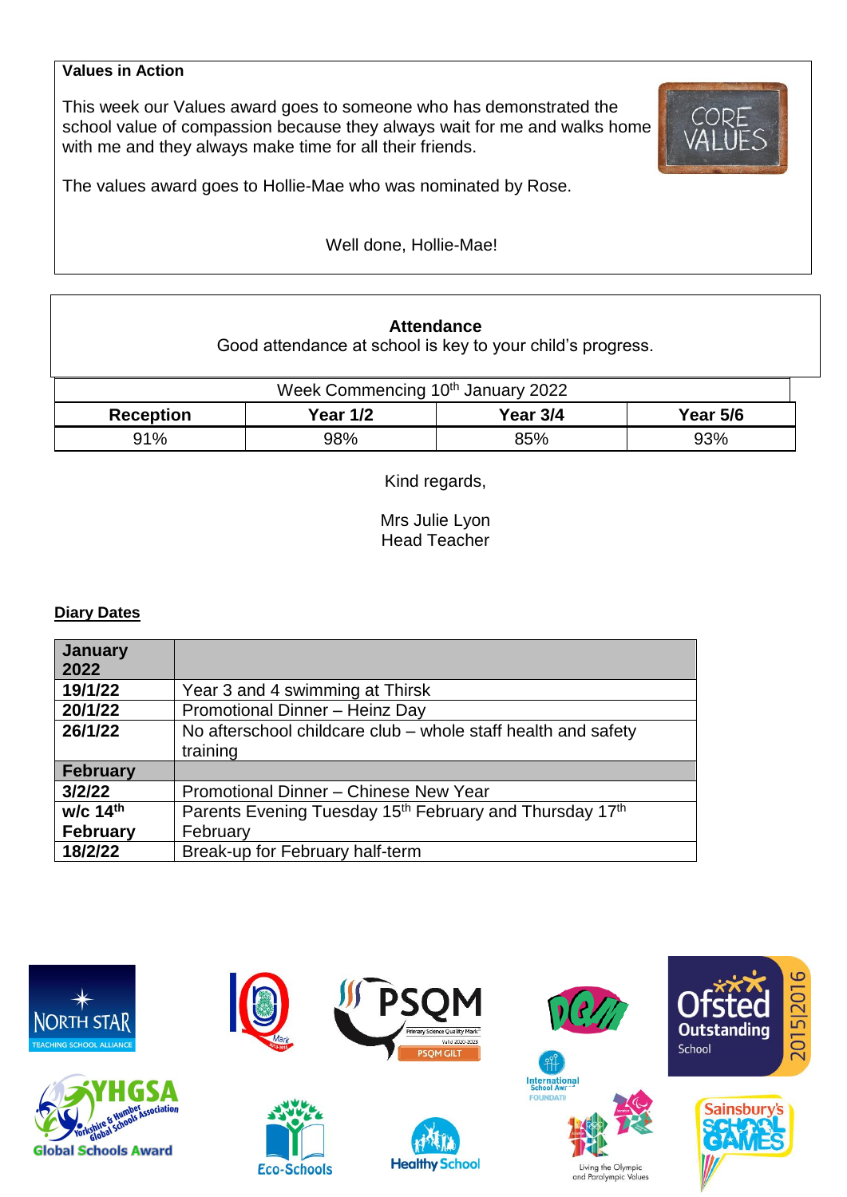**Values in Action**

This week our Values award goes to someone who has demonstrated the school value of compassion because they always wait for me and walks home with me and they always make time for all their friends.

The values award goes to Hollie-Mae who was nominated by Rose.

Well done, Hollie-Mae!

**Attendance**

Good attendance at school is key to your child's progress.

| Week Commencing 10th January 2022 | | | |
|---|---|---|---|
| **Reception** | **Year 1/2** | **Year 3/4** | **Year 5/6** |
| 91% | 98% | 85% | 93% |

Kind regards,

Mrs Julie Lyon
Head Teacher

## Diary Dates

| **January 2022** | |
|---|---|
| **19/1/22** | Year 3 and 4 swimming at Thirsk |
| **20/1/22** | Promotional Dinner – Heinz Day |
| **26/1/22** | No afterschool childcare club – whole staff health and safety training |
| **February** | |
| **3/2/22** | Promotional Dinner – Chinese New Year |
| **w/c 14th February** | Parents Evening Tuesday 15th February and Thursday 17th February |
| **18/2/22** | Break-up for February half-term |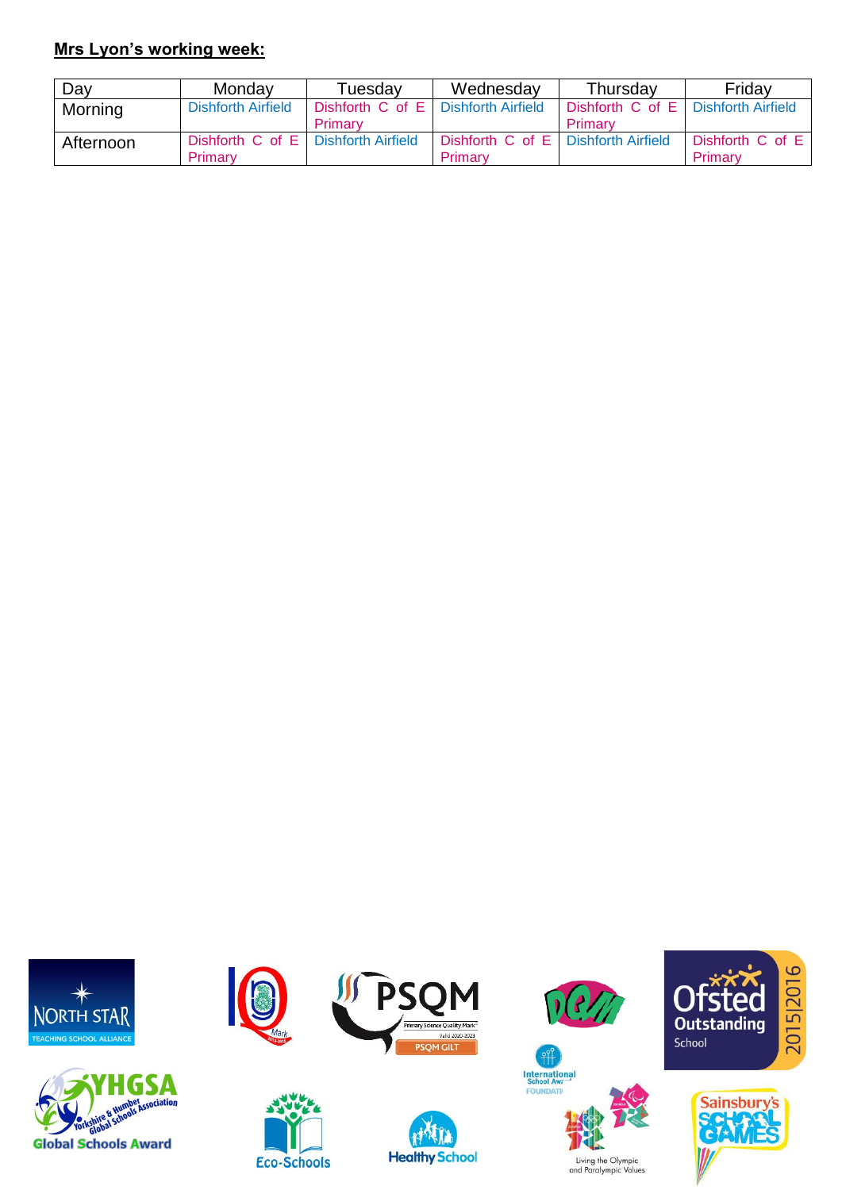**Mrs Lyon's working week:**

| Day | Monday | Tuesday | Wednesday | Thursday | Friday |
|---|---|---|---|---|---|
| Morning | Dishforth Airfield | Dishforth C of E Primary | Dishforth Airfield | Dishforth C of E Primary | Dishforth Airfield |
| Afternoon | Dishforth C of E Primary | Dishforth Airfield | Dishforth C of E Primary | Dishforth Airfield | Dishforth C of E Primary |